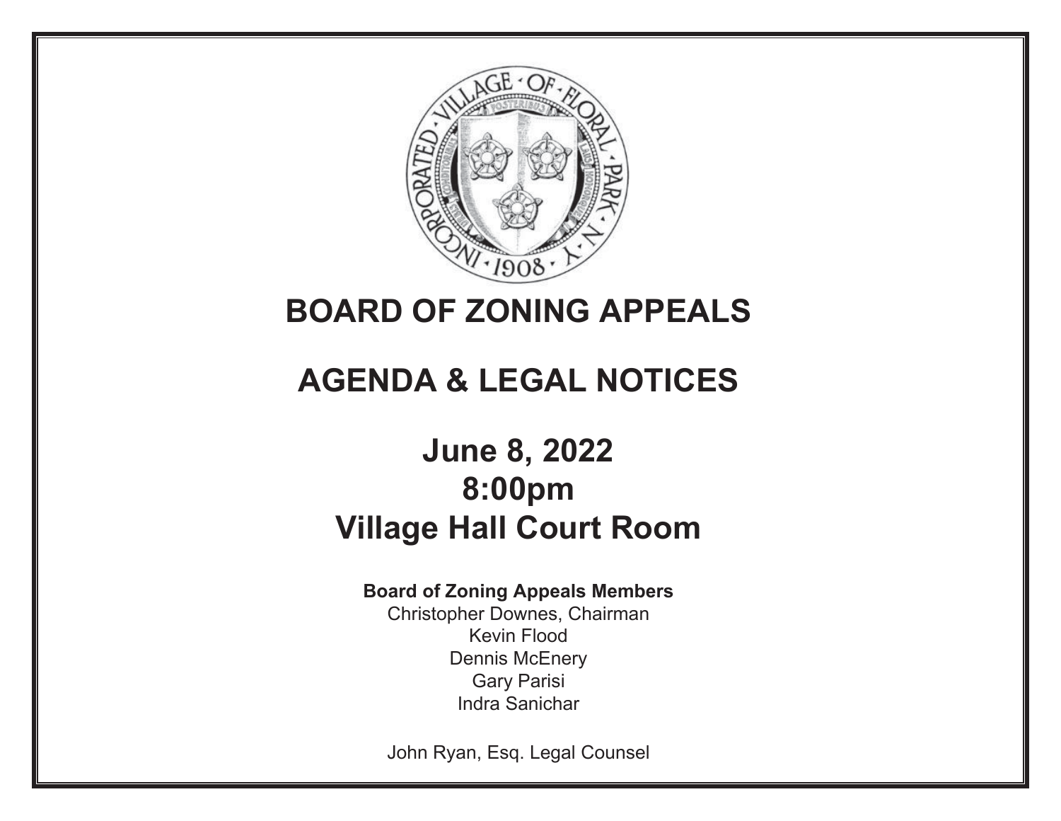# BOARD OF ZONING APPEALS

# AGENDA & LEGAL NOTICES

## June 8, 2022
## 8:00pm
## Village Hall Court Room

**Board of Zoning Appeals Members**

Christopher Downes, Chairman
Kevin Flood
Dennis McEnery
Gary Parisi
Indra Sanichar

John Ryan, Esq. Legal Counsel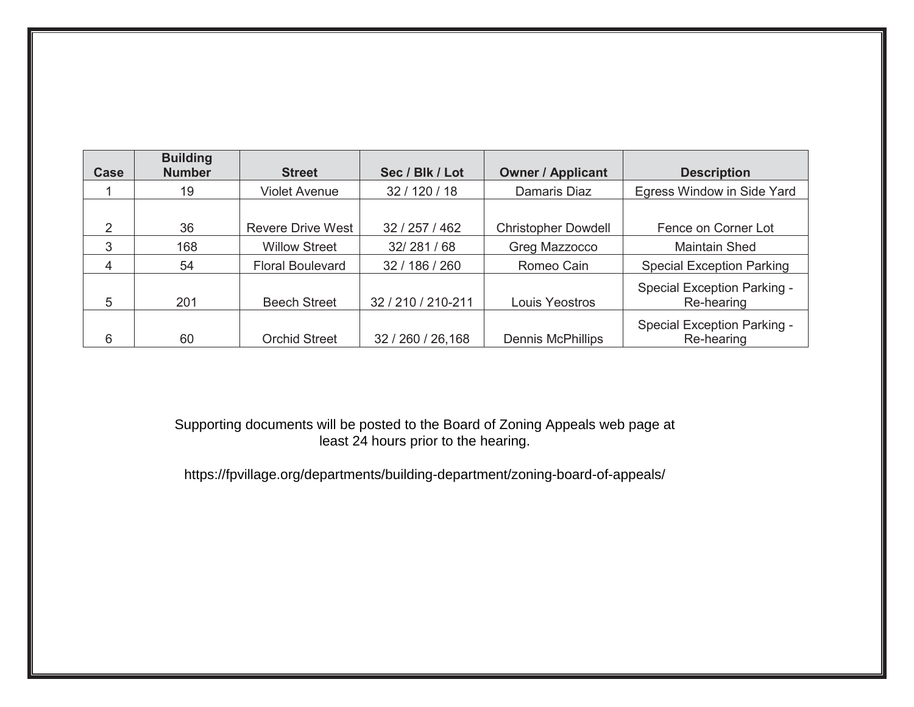| Case | Building Number | Street | Sec / Blk / Lot | Owner / Applicant | Description |
|---|---|---|---|---|---|
| 1 | 19 | Violet Avenue | 32 / 120 / 18 | Damaris Diaz | Egress Window in Side Yard |
| 2 | 36 | Revere Drive West | 32 / 257 / 462 | Christopher Dowdell | Fence on Corner Lot |
| 3 | 168 | Willow Street | 32/ 281 / 68 | Greg Mazzocco | Maintain Shed |
| 4 | 54 | Floral Boulevard | 32 / 186 / 260 | Romeo Cain | Special Exception Parking |
| 5 | 201 | Beech Street | 32 / 210 / 210-211 | Louis Yeostros | Special Exception Parking - Re-hearing |
| 6 | 60 | Orchid Street | 32 / 260 / 26,168 | Dennis McPhillips | Special Exception Parking - Re-hearing |

Supporting documents will be posted to the Board of Zoning Appeals web page at least 24 hours prior to the hearing.

https://fpvillage.org/departments/building-department/zoning-board-of-appeals/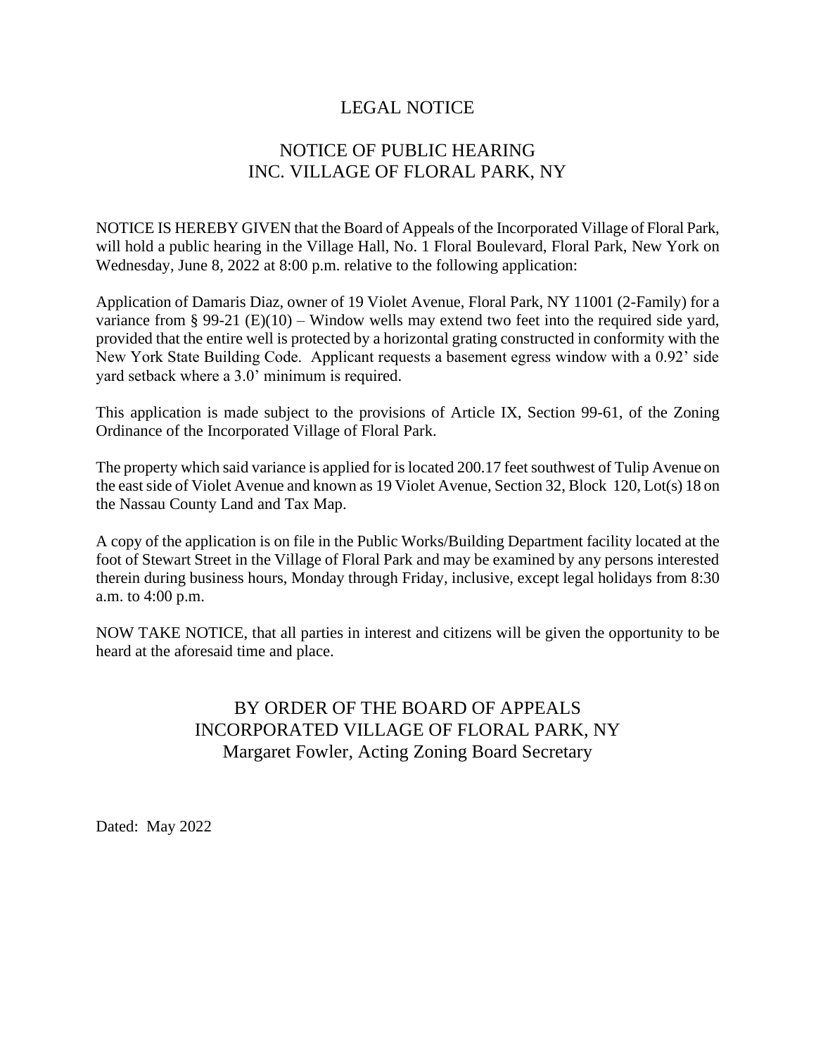# LEGAL NOTICE

## NOTICE OF PUBLIC HEARING
## INC. VILLAGE OF FLORAL PARK, NY

NOTICE IS HEREBY GIVEN that the Board of Appeals of the Incorporated Village of Floral Park, will hold a public hearing in the Village Hall, No. 1 Floral Boulevard, Floral Park, New York on Wednesday, June 8, 2022 at 8:00 p.m. relative to the following application:

Application of Damaris Diaz, owner of 19 Violet Avenue, Floral Park, NY 11001 (2-Family) for a variance from § 99-21 (E)(10) – Window wells may extend two feet into the required side yard, provided that the entire well is protected by a horizontal grating constructed in conformity with the New York State Building Code. Applicant requests a basement egress window with a 0.92' side yard setback where a 3.0' minimum is required.

This application is made subject to the provisions of Article IX, Section 99-61, of the Zoning Ordinance of the Incorporated Village of Floral Park.

The property which said variance is applied for is located 200.17 feet southwest of Tulip Avenue on the east side of Violet Avenue and known as 19 Violet Avenue, Section 32, Block 120, Lot(s) 18 on the Nassau County Land and Tax Map.

A copy of the application is on file in the Public Works/Building Department facility located at the foot of Stewart Street in the Village of Floral Park and may be examined by any persons interested therein during business hours, Monday through Friday, inclusive, except legal holidays from 8:30 a.m. to 4:00 p.m.

NOW TAKE NOTICE, that all parties in interest and citizens will be given the opportunity to be heard at the aforesaid time and place.

BY ORDER OF THE BOARD OF APPEALS
INCORPORATED VILLAGE OF FLORAL PARK, NY
Margaret Fowler, Acting Zoning Board Secretary

Dated: May 2022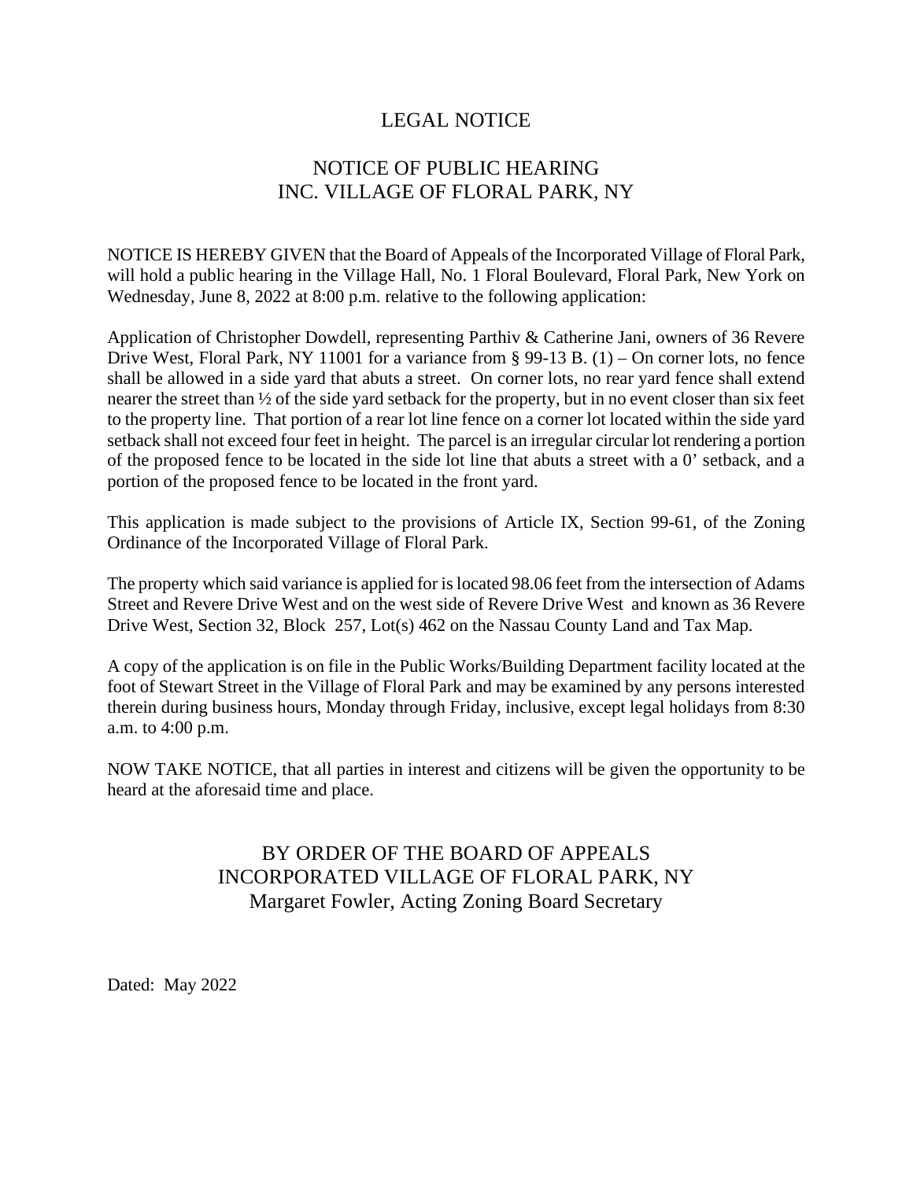# LEGAL NOTICE

## NOTICE OF PUBLIC HEARING
## INC. VILLAGE OF FLORAL PARK, NY

NOTICE IS HEREBY GIVEN that the Board of Appeals of the Incorporated Village of Floral Park, will hold a public hearing in the Village Hall, No. 1 Floral Boulevard, Floral Park, New York on Wednesday, June 8, 2022 at 8:00 p.m. relative to the following application:

Application of Christopher Dowdell, representing Parthiv & Catherine Jani, owners of 36 Revere Drive West, Floral Park, NY 11001 for a variance from § 99-13 B. (1) – On corner lots, no fence shall be allowed in a side yard that abuts a street. On corner lots, no rear yard fence shall extend nearer the street than ½ of the side yard setback for the property, but in no event closer than six feet to the property line. That portion of a rear lot line fence on a corner lot located within the side yard setback shall not exceed four feet in height. The parcel is an irregular circular lot rendering a portion of the proposed fence to be located in the side lot line that abuts a street with a 0' setback, and a portion of the proposed fence to be located in the front yard.

This application is made subject to the provisions of Article IX, Section 99-61, of the Zoning Ordinance of the Incorporated Village of Floral Park.

The property which said variance is applied for is located 98.06 feet from the intersection of Adams Street and Revere Drive West and on the west side of Revere Drive West and known as 36 Revere Drive West, Section 32, Block 257, Lot(s) 462 on the Nassau County Land and Tax Map.

A copy of the application is on file in the Public Works/Building Department facility located at the foot of Stewart Street in the Village of Floral Park and may be examined by any persons interested therein during business hours, Monday through Friday, inclusive, except legal holidays from 8:30 a.m. to 4:00 p.m.

NOW TAKE NOTICE, that all parties in interest and citizens will be given the opportunity to be heard at the aforesaid time and place.

BY ORDER OF THE BOARD OF APPEALS
INCORPORATED VILLAGE OF FLORAL PARK, NY
Margaret Fowler, Acting Zoning Board Secretary

Dated: May 2022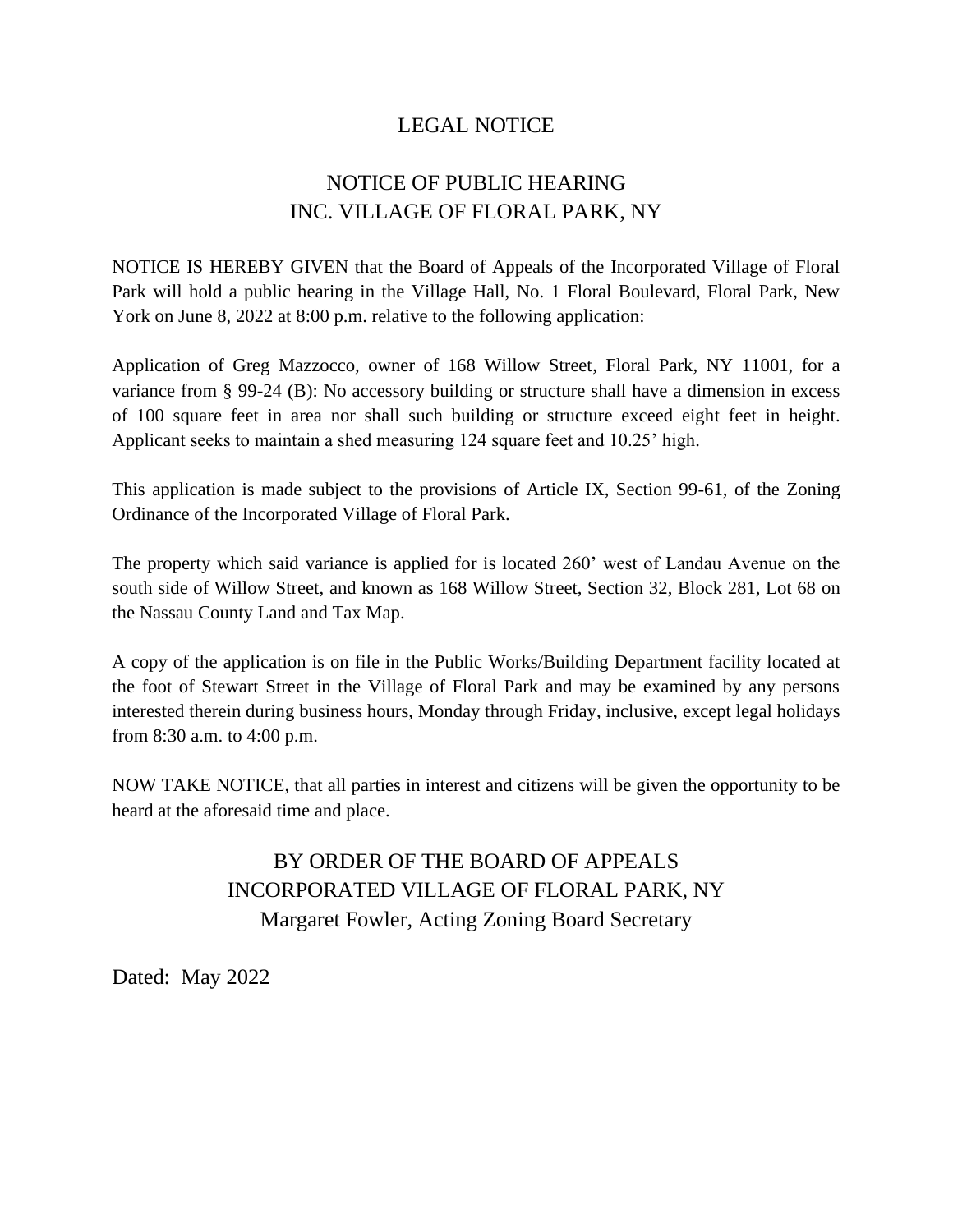# LEGAL NOTICE

## NOTICE OF PUBLIC HEARING
## INC. VILLAGE OF FLORAL PARK, NY

NOTICE IS HEREBY GIVEN that the Board of Appeals of the Incorporated Village of Floral Park will hold a public hearing in the Village Hall, No. 1 Floral Boulevard, Floral Park, New York on June 8, 2022 at 8:00 p.m. relative to the following application:

Application of Greg Mazzocco, owner of 168 Willow Street, Floral Park, NY 11001, for a variance from § 99-24 (B): No accessory building or structure shall have a dimension in excess of 100 square feet in area nor shall such building or structure exceed eight feet in height. Applicant seeks to maintain a shed measuring 124 square feet and 10.25' high.

This application is made subject to the provisions of Article IX, Section 99-61, of the Zoning Ordinance of the Incorporated Village of Floral Park.

The property which said variance is applied for is located 260' west of Landau Avenue on the south side of Willow Street, and known as 168 Willow Street, Section 32, Block 281, Lot 68 on the Nassau County Land and Tax Map.

A copy of the application is on file in the Public Works/Building Department facility located at the foot of Stewart Street in the Village of Floral Park and may be examined by any persons interested therein during business hours, Monday through Friday, inclusive, except legal holidays from 8:30 a.m. to 4:00 p.m.

NOW TAKE NOTICE, that all parties in interest and citizens will be given the opportunity to be heard at the aforesaid time and place.

BY ORDER OF THE BOARD OF APPEALS
INCORPORATED VILLAGE OF FLORAL PARK, NY
Margaret Fowler, Acting Zoning Board Secretary

Dated: May 2022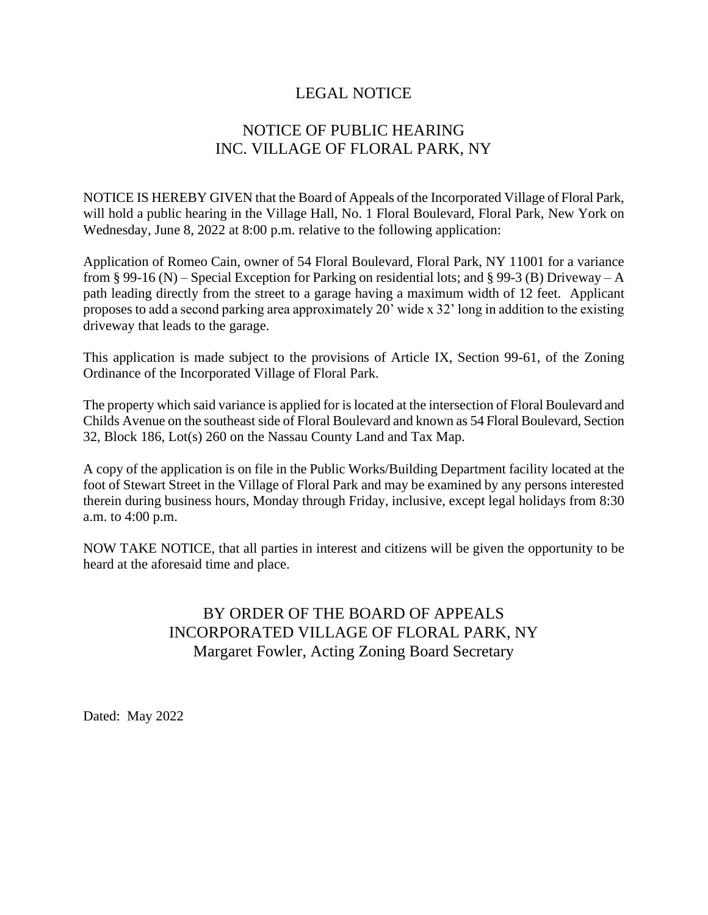# LEGAL NOTICE

## NOTICE OF PUBLIC HEARING
## INC. VILLAGE OF FLORAL PARK, NY

NOTICE IS HEREBY GIVEN that the Board of Appeals of the Incorporated Village of Floral Park, will hold a public hearing in the Village Hall, No. 1 Floral Boulevard, Floral Park, New York on Wednesday, June 8, 2022 at 8:00 p.m. relative to the following application:

Application of Romeo Cain, owner of 54 Floral Boulevard, Floral Park, NY 11001 for a variance from § 99-16 (N) – Special Exception for Parking on residential lots; and § 99-3 (B) Driveway – A path leading directly from the street to a garage having a maximum width of 12 feet. Applicant proposes to add a second parking area approximately 20' wide x 32' long in addition to the existing driveway that leads to the garage.

This application is made subject to the provisions of Article IX, Section 99-61, of the Zoning Ordinance of the Incorporated Village of Floral Park.

The property which said variance is applied for is located at the intersection of Floral Boulevard and Childs Avenue on the southeast side of Floral Boulevard and known as 54 Floral Boulevard, Section 32, Block 186, Lot(s) 260 on the Nassau County Land and Tax Map.

A copy of the application is on file in the Public Works/Building Department facility located at the foot of Stewart Street in the Village of Floral Park and may be examined by any persons interested therein during business hours, Monday through Friday, inclusive, except legal holidays from 8:30 a.m. to 4:00 p.m.

NOW TAKE NOTICE, that all parties in interest and citizens will be given the opportunity to be heard at the aforesaid time and place.

BY ORDER OF THE BOARD OF APPEALS
INCORPORATED VILLAGE OF FLORAL PARK, NY
Margaret Fowler, Acting Zoning Board Secretary

Dated: May 2022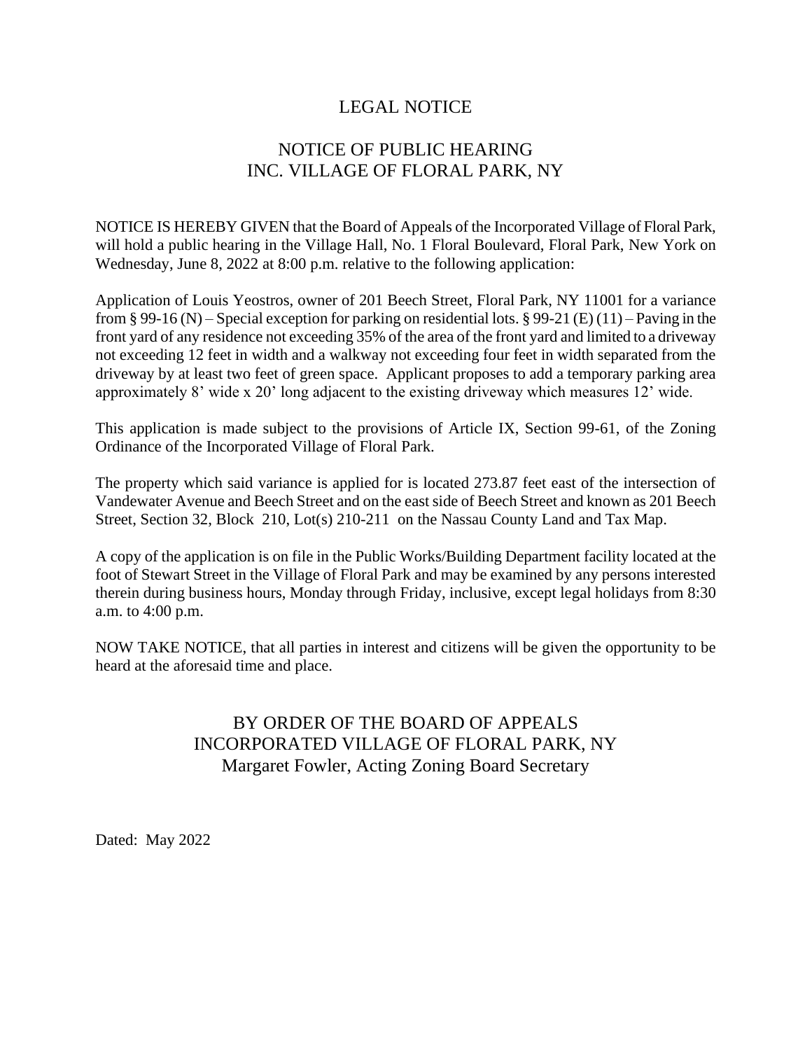# LEGAL NOTICE

## NOTICE OF PUBLIC HEARING
## INC. VILLAGE OF FLORAL PARK, NY

NOTICE IS HEREBY GIVEN that the Board of Appeals of the Incorporated Village of Floral Park, will hold a public hearing in the Village Hall, No. 1 Floral Boulevard, Floral Park, New York on Wednesday, June 8, 2022 at 8:00 p.m. relative to the following application:

Application of Louis Yeostros, owner of 201 Beech Street, Floral Park, NY 11001 for a variance from § 99-16 (N) – Special exception for parking on residential lots. § 99-21 (E) (11) – Paving in the front yard of any residence not exceeding 35% of the area of the front yard and limited to a driveway not exceeding 12 feet in width and a walkway not exceeding four feet in width separated from the driveway by at least two feet of green space. Applicant proposes to add a temporary parking area approximately 8' wide x 20' long adjacent to the existing driveway which measures 12' wide.

This application is made subject to the provisions of Article IX, Section 99-61, of the Zoning Ordinance of the Incorporated Village of Floral Park.

The property which said variance is applied for is located 273.87 feet east of the intersection of Vandewater Avenue and Beech Street and on the east side of Beech Street and known as 201 Beech Street, Section 32, Block 210, Lot(s) 210-211 on the Nassau County Land and Tax Map.

A copy of the application is on file in the Public Works/Building Department facility located at the foot of Stewart Street in the Village of Floral Park and may be examined by any persons interested therein during business hours, Monday through Friday, inclusive, except legal holidays from 8:30 a.m. to 4:00 p.m.

NOW TAKE NOTICE, that all parties in interest and citizens will be given the opportunity to be heard at the aforesaid time and place.

BY ORDER OF THE BOARD OF APPEALS
INCORPORATED VILLAGE OF FLORAL PARK, NY
Margaret Fowler, Acting Zoning Board Secretary

Dated: May 2022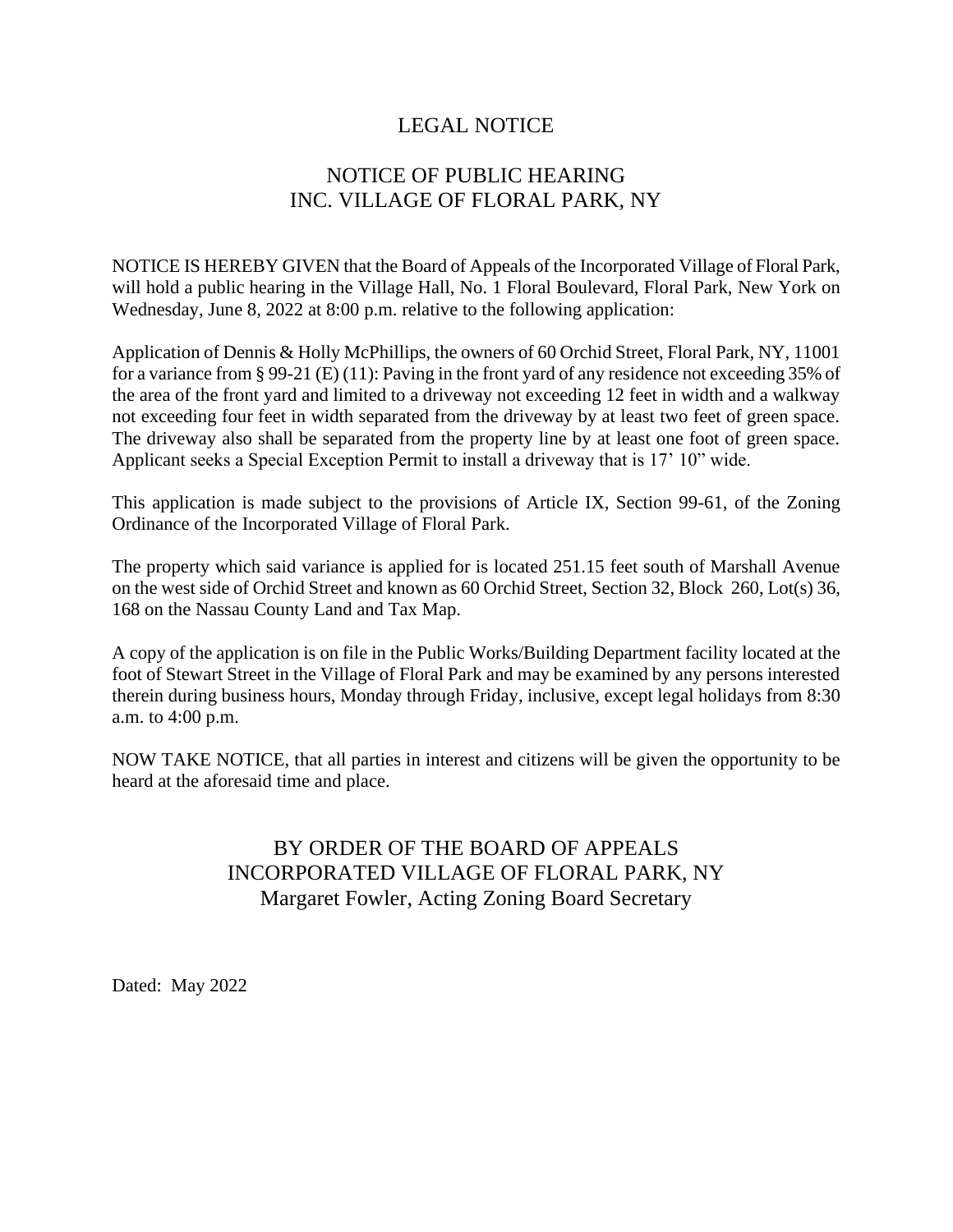# LEGAL NOTICE

## NOTICE OF PUBLIC HEARING
## INC. VILLAGE OF FLORAL PARK, NY

NOTICE IS HEREBY GIVEN that the Board of Appeals of the Incorporated Village of Floral Park, will hold a public hearing in the Village Hall, No. 1 Floral Boulevard, Floral Park, New York on Wednesday, June 8, 2022 at 8:00 p.m. relative to the following application:

Application of Dennis & Holly McPhillips, the owners of 60 Orchid Street, Floral Park, NY, 11001 for a variance from § 99-21 (E) (11): Paving in the front yard of any residence not exceeding 35% of the area of the front yard and limited to a driveway not exceeding 12 feet in width and a walkway not exceeding four feet in width separated from the driveway by at least two feet of green space. The driveway also shall be separated from the property line by at least one foot of green space. Applicant seeks a Special Exception Permit to install a driveway that is 17' 10" wide.

This application is made subject to the provisions of Article IX, Section 99-61, of the Zoning Ordinance of the Incorporated Village of Floral Park.

The property which said variance is applied for is located 251.15 feet south of Marshall Avenue on the west side of Orchid Street and known as 60 Orchid Street, Section 32, Block 260, Lot(s) 36, 168 on the Nassau County Land and Tax Map.

A copy of the application is on file in the Public Works/Building Department facility located at the foot of Stewart Street in the Village of Floral Park and may be examined by any persons interested therein during business hours, Monday through Friday, inclusive, except legal holidays from 8:30 a.m. to 4:00 p.m.

NOW TAKE NOTICE, that all parties in interest and citizens will be given the opportunity to be heard at the aforesaid time and place.

BY ORDER OF THE BOARD OF APPEALS
INCORPORATED VILLAGE OF FLORAL PARK, NY
Margaret Fowler, Acting Zoning Board Secretary

Dated: May 2022